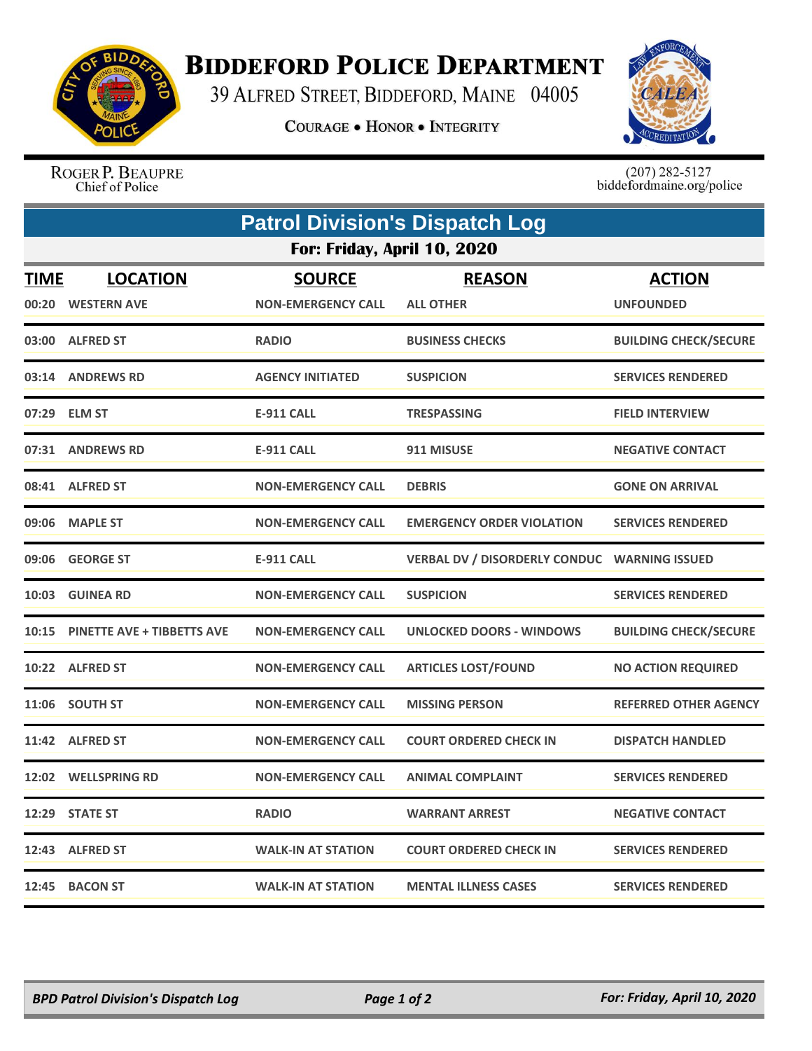# Biddeford Police Department

39 Alfred Street, Biddeford, Maine 04005

**Courage • Honor • Integrity**

Roger P. Beaupre
Chief of Police

(207) 282-5127
biddefordmaine.org/police

## Patrol Division's Dispatch Log

### For: Friday, April 10, 2020

| TIME | LOCATION | SOURCE | REASON | ACTION |
|---|---|---|---|---|
| 00:20 | WESTERN AVE | NON-EMERGENCY CALL | ALL OTHER | UNFOUNDED |
| 03:00 | ALFRED ST | RADIO | BUSINESS CHECKS | BUILDING CHECK/SECURE |
| 03:14 | ANDREWS RD | AGENCY INITIATED | SUSPICION | SERVICES RENDERED |
| 07:29 | ELM ST | E-911 CALL | TRESPASSING | FIELD INTERVIEW |
| 07:31 | ANDREWS RD | E-911 CALL | 911 MISUSE | NEGATIVE CONTACT |
| 08:41 | ALFRED ST | NON-EMERGENCY CALL | DEBRIS | GONE ON ARRIVAL |
| 09:06 | MAPLE ST | NON-EMERGENCY CALL | EMERGENCY ORDER VIOLATION | SERVICES RENDERED |
| 09:06 | GEORGE ST | E-911 CALL | VERBAL DV / DISORDERLY CONDUC | WARNING ISSUED |
| 10:03 | GUINEA RD | NON-EMERGENCY CALL | SUSPICION | SERVICES RENDERED |
| 10:15 | PINETTE AVE + TIBBETTS AVE | NON-EMERGENCY CALL | UNLOCKED DOORS - WINDOWS | BUILDING CHECK/SECURE |
| 10:22 | ALFRED ST | NON-EMERGENCY CALL | ARTICLES LOST/FOUND | NO ACTION REQUIRED |
| 11:06 | SOUTH ST | NON-EMERGENCY CALL | MISSING PERSON | REFERRED OTHER AGENCY |
| 11:42 | ALFRED ST | NON-EMERGENCY CALL | COURT ORDERED CHECK IN | DISPATCH HANDLED |
| 12:02 | WELLSPRING RD | NON-EMERGENCY CALL | ANIMAL COMPLAINT | SERVICES RENDERED |
| 12:29 | STATE ST | RADIO | WARRANT ARREST | NEGATIVE CONTACT |
| 12:43 | ALFRED ST | WALK-IN AT STATION | COURT ORDERED CHECK IN | SERVICES RENDERED |
| 12:45 | BACON ST | WALK-IN AT STATION | MENTAL ILLNESS CASES | SERVICES RENDERED |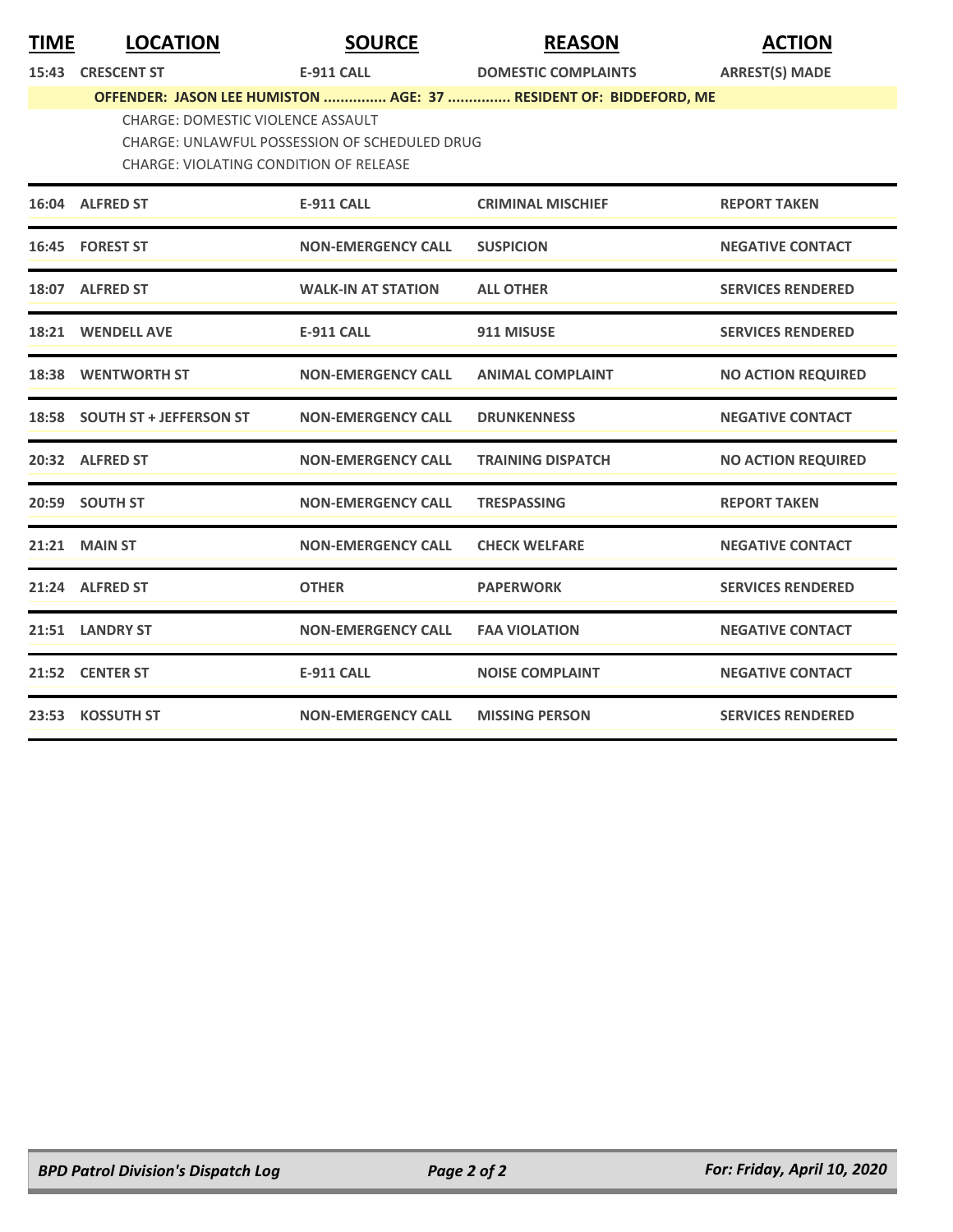| TIME | LOCATION | SOURCE | REASON | ACTION |
|---|---|---|---|---|
| 15:43 | CRESCENT ST | E-911 CALL | DOMESTIC COMPLAINTS | ARREST(S) MADE |
| | OFFENDER: JASON LEE HUMISTON ............... AGE: 37 ............... RESIDENT OF: BIDDEFORD, ME | | | |
| | CHARGE: DOMESTIC VIOLENCE ASSAULT<br>CHARGE: UNLAWFUL POSSESSION OF SCHEDULED DRUG<br>CHARGE: VIOLATING CONDITION OF RELEASE | | | |
| 16:04 | ALFRED ST | E-911 CALL | CRIMINAL MISCHIEF | REPORT TAKEN |
| 16:45 | FOREST ST | NON-EMERGENCY CALL | SUSPICION | NEGATIVE CONTACT |
| 18:07 | ALFRED ST | WALK-IN AT STATION | ALL OTHER | SERVICES RENDERED |
| 18:21 | WENDELL AVE | E-911 CALL | 911 MISUSE | SERVICES RENDERED |
| 18:38 | WENTWORTH ST | NON-EMERGENCY CALL | ANIMAL COMPLAINT | NO ACTION REQUIRED |
| 18:58 | SOUTH ST + JEFFERSON ST | NON-EMERGENCY CALL | DRUNKENNESS | NEGATIVE CONTACT |
| 20:32 | ALFRED ST | NON-EMERGENCY CALL | TRAINING DISPATCH | NO ACTION REQUIRED |
| 20:59 | SOUTH ST | NON-EMERGENCY CALL | TRESPASSING | REPORT TAKEN |
| 21:21 | MAIN ST | NON-EMERGENCY CALL | CHECK WELFARE | NEGATIVE CONTACT |
| 21:24 | ALFRED ST | OTHER | PAPERWORK | SERVICES RENDERED |
| 21:51 | LANDRY ST | NON-EMERGENCY CALL | FAA VIOLATION | NEGATIVE CONTACT |
| 21:52 | CENTER ST | E-911 CALL | NOISE COMPLAINT | NEGATIVE CONTACT |
| 23:53 | KOSSUTH ST | NON-EMERGENCY CALL | MISSING PERSON | SERVICES RENDERED |